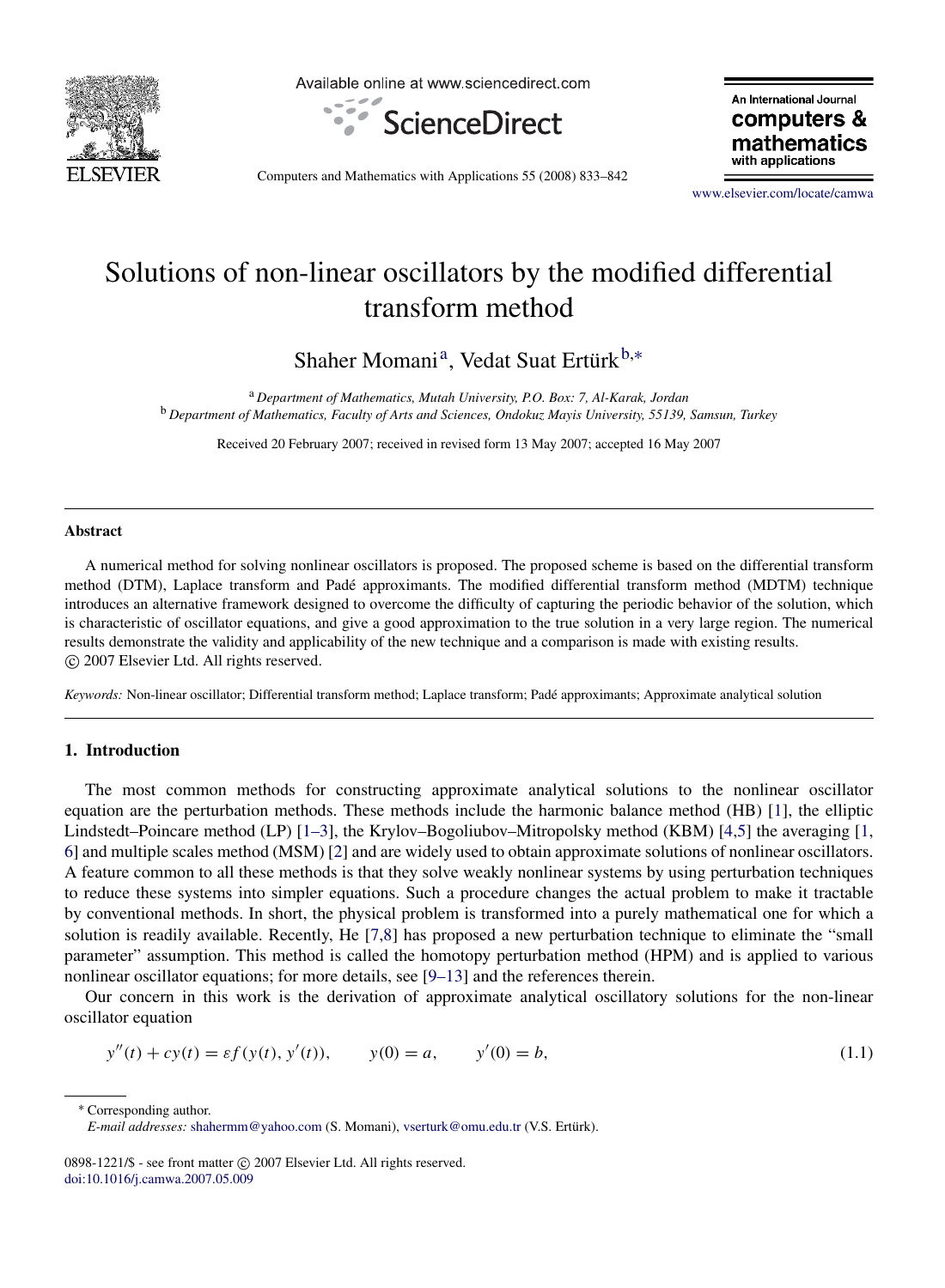# Solutions of non-linear oscillators by the modified differential transform method

Shaher Momani[a], Vedat Suat Ertürk[b,*]

[a] *Department of Mathematics, Mutah University, P.O. Box: 7, Al-Karak, Jordan*
[b] *Department of Mathematics, Faculty of Arts and Sciences, Ondokuz Mayis University, 55139, Samsun, Turkey*

Received 20 February 2007; received in revised form 13 May 2007; accepted 16 May 2007

## Abstract

A numerical method for solving nonlinear oscillators is proposed. The proposed scheme is based on the differential transform method (DTM), Laplace transform and Padé approximants. The modified differential transform method (MDTM) technique introduces an alternative framework designed to overcome the difficulty of capturing the periodic behavior of the solution, which is characteristic of oscillator equations, and give a good approximation to the true solution in a very large region. The numerical results demonstrate the validity and applicability of the new technique and a comparison is made with existing results.
© 2007 Elsevier Ltd. All rights reserved.

*Keywords:* Non-linear oscillator; Differential transform method; Laplace transform; Padé approximants; Approximate analytical solution

## 1. Introduction

The most common methods for constructing approximate analytical solutions to the nonlinear oscillator equation are the perturbation methods. These methods include the harmonic balance method (HB) [1], the elliptic Lindstedt–Poincare method (LP) [1–3], the Krylov–Bogoliubov–Mitropolsky method (KBM) [4,5] the averaging [1,6] and multiple scales method (MSM) [2] and are widely used to obtain approximate solutions of nonlinear oscillators. A feature common to all these methods is that they solve weakly nonlinear systems by using perturbation techniques to reduce these systems into simpler equations. Such a procedure changes the actual problem to make it tractable by conventional methods. In short, the physical problem is transformed into a purely mathematical one for which a solution is readily available. Recently, He [7,8] has proposed a new perturbation technique to eliminate the "small parameter" assumption. This method is called the homotopy perturbation method (HPM) and is applied to various nonlinear oscillator equations; for more details, see [9–13] and the references therein.

Our concern in this work is the derivation of approximate analytical oscillatory solutions for the non-linear oscillator equation

$$y''(t) + cy(t) = \varepsilon f(y(t), y'(t)), \qquad y(0) = a, \qquad y'(0) = b, \tag{1.1}$$

* Corresponding author.
*E-mail addresses:* shahermm@yahoo.com (S. Momani), vserturk@omu.edu.tr (V.S. Ertürk).

0898-1221/$ - see front matter © 2007 Elsevier Ltd. All rights reserved.
doi:10.1016/j.camwa.2007.05.009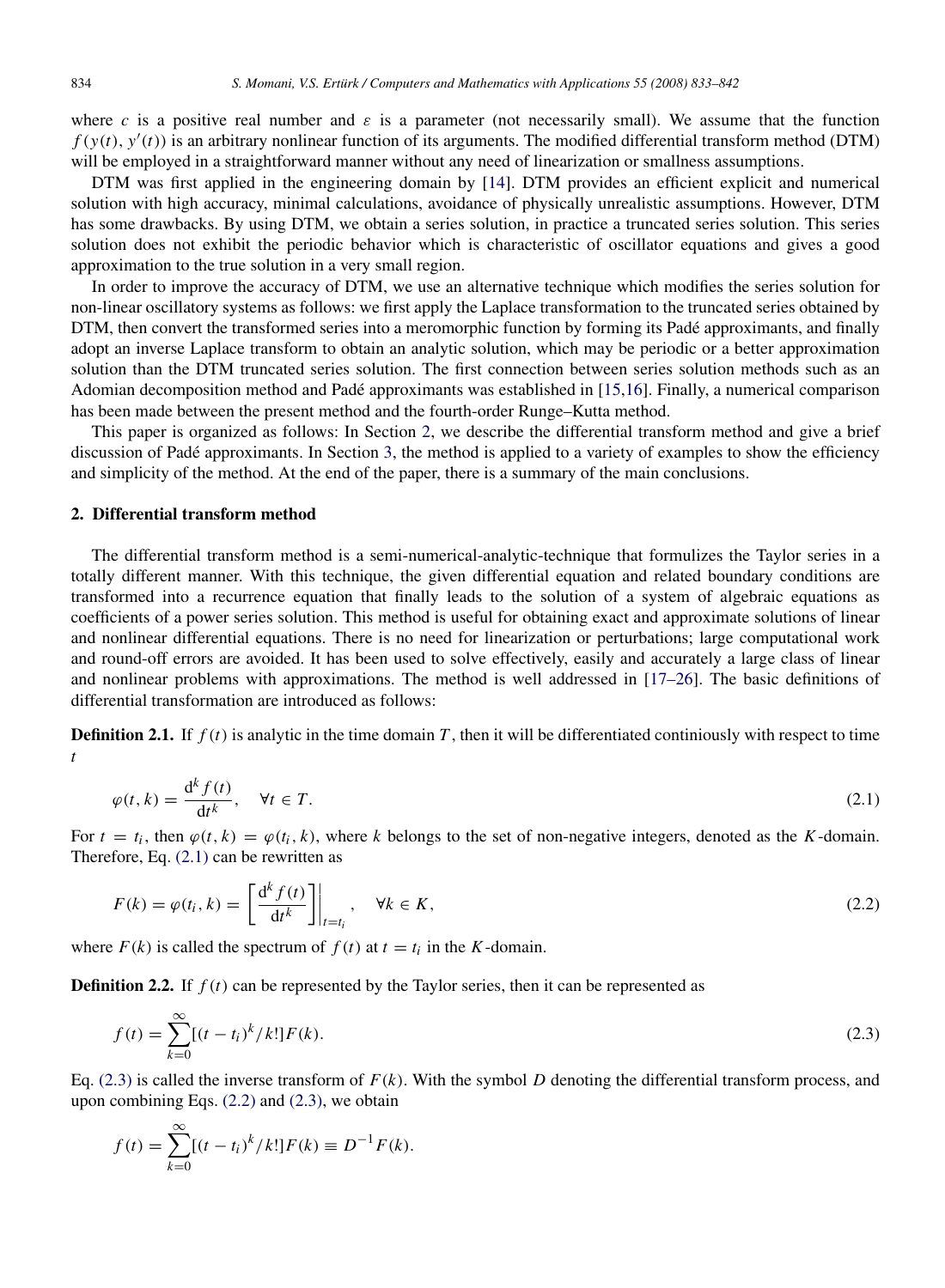where $c$ is a positive real number and $\varepsilon$ is a parameter (not necessarily small). We assume that the function $f(y(t), y'(t))$ is an arbitrary nonlinear function of its arguments. The modified differential transform method (DTM) will be employed in a straightforward manner without any need of linearization or smallness assumptions.

DTM was first applied in the engineering domain by [14]. DTM provides an efficient explicit and numerical solution with high accuracy, minimal calculations, avoidance of physically unrealistic assumptions. However, DTM has some drawbacks. By using DTM, we obtain a series solution, in practice a truncated series solution. This series solution does not exhibit the periodic behavior which is characteristic of oscillator equations and gives a good approximation to the true solution in a very small region.

In order to improve the accuracy of DTM, we use an alternative technique which modifies the series solution for non-linear oscillatory systems as follows: we first apply the Laplace transformation to the truncated series obtained by DTM, then convert the transformed series into a meromorphic function by forming its Padé approximants, and finally adopt an inverse Laplace transform to obtain an analytic solution, which may be periodic or a better approximation solution than the DTM truncated series solution. The first connection between series solution methods such as an Adomian decomposition method and Padé approximants was established in [15,16]. Finally, a numerical comparison has been made between the present method and the fourth-order Runge–Kutta method.

This paper is organized as follows: In Section 2, we describe the differential transform method and give a brief discussion of Padé approximants. In Section 3, the method is applied to a variety of examples to show the efficiency and simplicity of the method. At the end of the paper, there is a summary of the main conclusions.

## 2. Differential transform method

The differential transform method is a semi-numerical-analytic-technique that formulizes the Taylor series in a totally different manner. With this technique, the given differential equation and related boundary conditions are transformed into a recurrence equation that finally leads to the solution of a system of algebraic equations as coefficients of a power series solution. This method is useful for obtaining exact and approximate solutions of linear and nonlinear differential equations. There is no need for linearization or perturbations; large computational work and round-off errors are avoided. It has been used to solve effectively, easily and accurately a large class of linear and nonlinear problems with approximations. The method is well addressed in [17–26]. The basic definitions of differential transformation are introduced as follows:

**Definition 2.1.** If $f(t)$ is analytic in the time domain $T$, then it will be differentiated continiously with respect to time $t$

$$\varphi(t, k) = \frac{\mathrm{d}^k f(t)}{\mathrm{d}t^k}, \quad \forall t \in T. \tag{2.1}$$

For $t = t_i$, then $\varphi(t, k) = \varphi(t_i, k)$, where $k$ belongs to the set of non-negative integers, denoted as the $K$-domain. Therefore, Eq. (2.1) can be rewritten as

$$F(k) = \varphi(t_i, k) = \left[\frac{\mathrm{d}^k f(t)}{\mathrm{d}t^k}\right]\Bigg|_{t=t_i}, \quad \forall k \in K, \tag{2.2}$$

where $F(k)$ is called the spectrum of $f(t)$ at $t = t_i$ in the $K$-domain.

**Definition 2.2.** If $f(t)$ can be represented by the Taylor series, then it can be represented as

$$f(t) = \sum_{k=0}^{\infty}[(t - t_i)^k / k!]F(k). \tag{2.3}$$

Eq. (2.3) is called the inverse transform of $F(k)$. With the symbol $D$ denoting the differential transform process, and upon combining Eqs. (2.2) and (2.3), we obtain

$$f(t) = \sum_{k=0}^{\infty}[(t - t_i)^k / k!]F(k) \equiv D^{-1}F(k).$$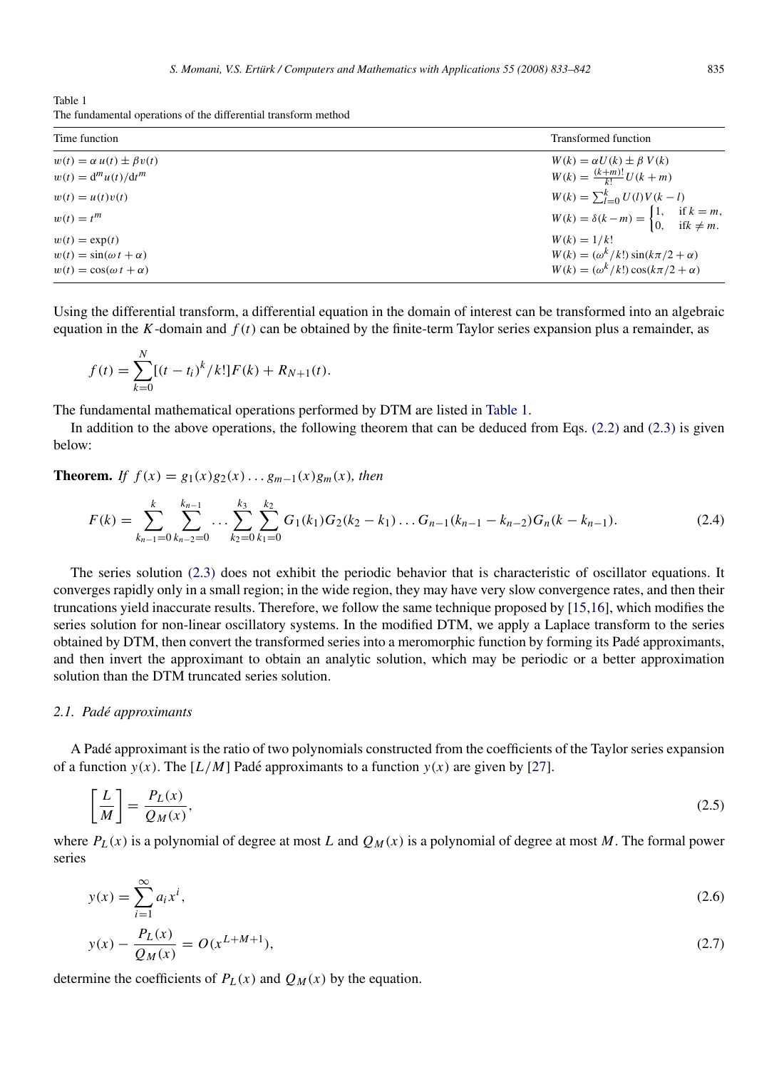Table 1
The fundamental operations of the differential transform method

| Time function | Transformed function |
|---|---|
| $w(t) = \alpha\, u(t) \pm \beta v(t)$ | $W(k) = \alpha U(k) \pm \beta\, V(k)$ |
| $w(t) = \mathrm{d}^m u(t)/\mathrm{d}t^m$ | $W(k) = \frac{(k+m)!}{k!} U(k+m)$ |
| $w(t) = u(t)v(t)$ | $W(k) = \sum_{l=0}^{k} U(l)V(k-l)$ |
| $w(t) = t^m$ | $W(k) = \delta(k-m) = \begin{cases} 1, & \text{if } k = m, \\ 0, & \text{if} k \neq m. \end{cases}$ |
| $w(t) = \exp(t)$ | $W(k) = 1/k!$ |
| $w(t) = \sin(\omega t + \alpha)$ | $W(k) = (\omega^k/k!) \sin(k\pi/2 + \alpha)$ |
| $w(t) = \cos(\omega t + \alpha)$ | $W(k) = (\omega^k/k!) \cos(k\pi/2 + \alpha)$ |

Using the differential transform, a differential equation in the domain of interest can be transformed into an algebraic equation in the $K$-domain and $f(t)$ can be obtained by the finite-term Taylor series expansion plus a remainder, as

$$f(t) = \sum_{k=0}^{N} [(t - t_i)^k / k!] F(k) + R_{N+1}(t).$$

The fundamental mathematical operations performed by DTM are listed in Table 1.

In addition to the above operations, the following theorem that can be deduced from Eqs. (2.2) and (2.3) is given below:

**Theorem.** *If $f(x) = g_1(x)g_2(x)\dots g_{m-1}(x)g_m(x)$, then*

$$F(k) = \sum_{k_{n-1}=0}^{k} \sum_{k_{n-2}=0}^{k_{n-1}} \dots \sum_{k_2=0}^{k_3} \sum_{k_1=0}^{k_2} G_1(k_1)G_2(k_2 - k_1)\dots G_{n-1}(k_{n-1} - k_{n-2})G_n(k - k_{n-1}). \tag{2.4}$$

The series solution (2.3) does not exhibit the periodic behavior that is characteristic of oscillator equations. It converges rapidly only in a small region; in the wide region, they may have very slow convergence rates, and then their truncations yield inaccurate results. Therefore, we follow the same technique proposed by [15,16], which modifies the series solution for non-linear oscillatory systems. In the modified DTM, we apply a Laplace transform to the series obtained by DTM, then convert the transformed series into a meromorphic function by forming its Padé approximants, and then invert the approximant to obtain an analytic solution, which may be periodic or a better approximation solution than the DTM truncated series solution.

### 2.1. Padé approximants

A Padé approximant is the ratio of two polynomials constructed from the coefficients of the Taylor series expansion of a function $y(x)$. The $[L/M]$ Padé approximants to a function $y(x)$ are given by [27].

$$\left[\frac{L}{M}\right] = \frac{P_L(x)}{Q_M(x)}, \tag{2.5}$$

where $P_L(x)$ is a polynomial of degree at most $L$ and $Q_M(x)$ is a polynomial of degree at most $M$. The formal power series

$$y(x) = \sum_{i=1}^{\infty} a_i x^i, \tag{2.6}$$

$$y(x) - \frac{P_L(x)}{Q_M(x)} = O(x^{L+M+1}), \tag{2.7}$$

determine the coefficients of $P_L(x)$ and $Q_M(x)$ by the equation.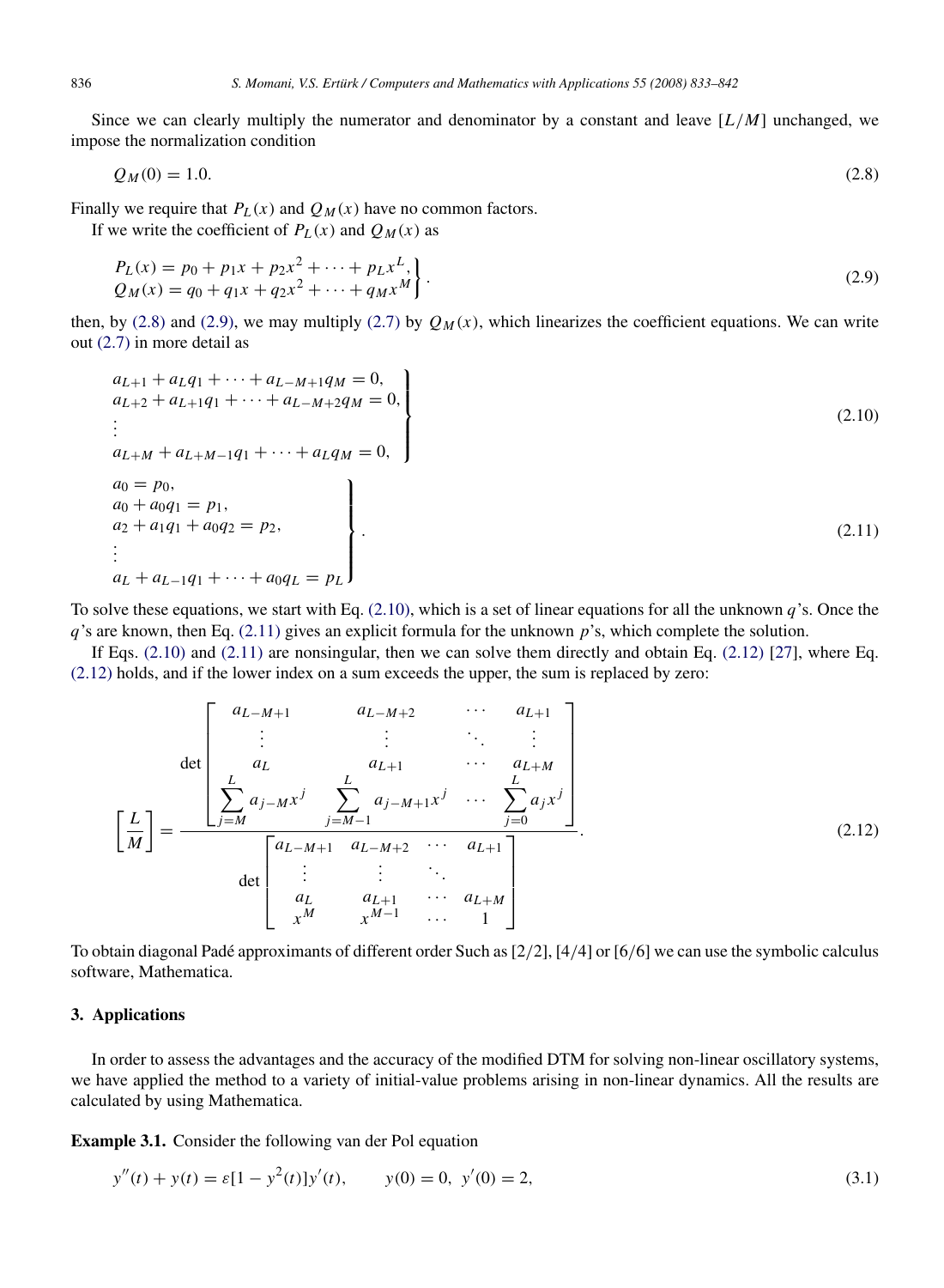Since we can clearly multiply the numerator and denominator by a constant and leave $[L/M]$ unchanged, we impose the normalization condition

$$Q_M(0) = 1.0. \tag{2.8}$$

Finally we require that $P_L(x)$ and $Q_M(x)$ have no common factors.

If we write the coefficient of $P_L(x)$ and $Q_M(x)$ as

$$\left.\begin{aligned} P_L(x) &= p_0 + p_1 x + p_2 x^2 + \cdots + p_L x^L, \\ Q_M(x) &= q_0 + q_1 x + q_2 x^2 + \cdots + q_M x^M \end{aligned}\right\}. \tag{2.9}$$

then, by (2.8) and (2.9), we may multiply (2.7) by $Q_M(x)$, which linearizes the coefficient equations. We can write out (2.7) in more detail as

$$\left.\begin{aligned} &a_{L+1} + a_L q_1 + \cdots + a_{L-M+1} q_M = 0, \\ &a_{L+2} + a_{L+1} q_1 + \cdots + a_{L-M+2} q_M = 0, \\ &\vdots \\ &a_{L+M} + a_{L+M-1} q_1 + \cdots + a_L q_M = 0, \end{aligned}\right\} \tag{2.10}$$

$$\left.\begin{aligned} &a_0 = p_0, \\ &a_0 + a_0 q_1 = p_1, \\ &a_2 + a_1 q_1 + a_0 q_2 = p_2, \\ &\vdots \\ &a_L + a_{L-1} q_1 + \cdots + a_0 q_L = p_L \end{aligned}\right\}. \tag{2.11}$$

To solve these equations, we start with Eq. (2.10), which is a set of linear equations for all the unknown $q$'s. Once the $q$'s are known, then Eq. (2.11) gives an explicit formula for the unknown $p$'s, which complete the solution.

If Eqs. (2.10) and (2.11) are nonsingular, then we can solve them directly and obtain Eq. (2.12) [27], where Eq. (2.12) holds, and if the lower index on a sum exceeds the upper, the sum is replaced by zero:

$$\left[\frac{L}{M}\right] = \frac{\det\begin{bmatrix} a_{L-M+1} & a_{L-M+2} & \cdots & a_{L+1} \\ \vdots & \vdots & \ddots & \vdots \\ a_L & a_{L+1} & \cdots & a_{L+M} \\ \sum\limits_{j=M}^{L} a_{j-M} x^j & \sum\limits_{j=M-1}^{L} a_{j-M+1} x^j & \cdots & \sum\limits_{j=0}^{L} a_j x^j \end{bmatrix}}{\det\begin{bmatrix} a_{L-M+1} & a_{L-M+2} & \cdots & a_{L+1} \\ \vdots & \vdots & \ddots & \\ a_L & a_{L+1} & \cdots & a_{L+M} \\ x^M & x^{M-1} & \cdots & 1 \end{bmatrix}}. \tag{2.12}$$

To obtain diagonal Padé approximants of different order Such as [2/2], [4/4] or [6/6] we can use the symbolic calculus software, Mathematica.

## 3. Applications

In order to assess the advantages and the accuracy of the modified DTM for solving non-linear oscillatory systems, we have applied the method to a variety of initial-value problems arising in non-linear dynamics. All the results are calculated by using Mathematica.

**Example 3.1.** Consider the following van der Pol equation

$$y''(t) + y(t) = \varepsilon[1 - y^2(t)]y'(t), \qquad y(0) = 0,\ y'(0) = 2, \tag{3.1}$$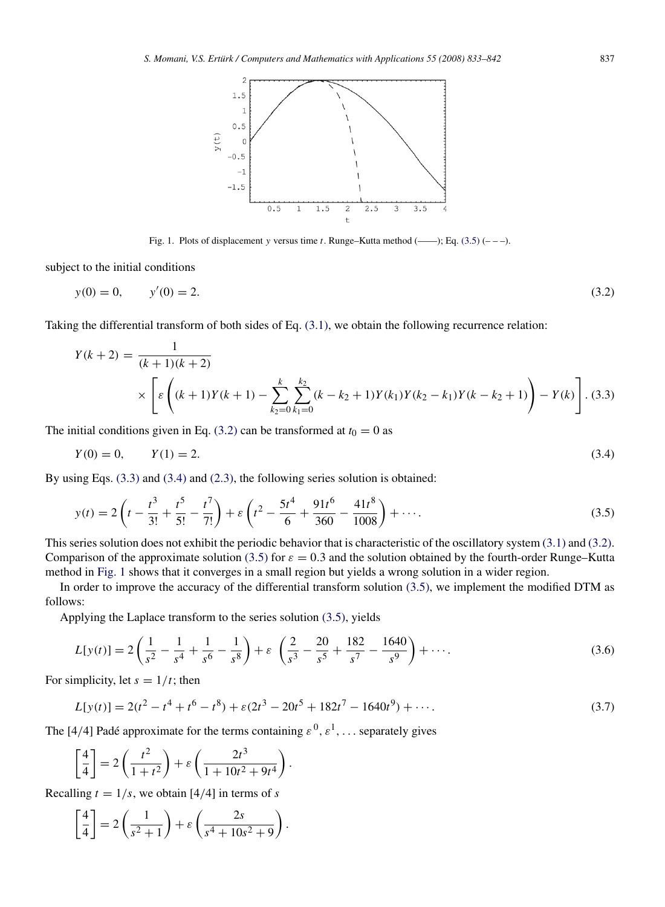Fig. 1. Plots of displacement $y$ versus time $t$. Runge–Kutta method (——); Eq. (3.5) (– – –).

subject to the initial conditions

$$y(0) = 0, \qquad y'(0) = 2. \tag{3.2}$$

Taking the differential transform of both sides of Eq. (3.1), we obtain the following recurrence relation:

$$Y(k+2) = \frac{1}{(k+1)(k+2)} \times \left[ \varepsilon \left( (k+1)Y(k+1) - \sum_{k_2=0}^{k} \sum_{k_1=0}^{k_2} (k-k_2+1)Y(k_1)Y(k_2-k_1)Y(k-k_2+1) \right) - Y(k) \right]. \tag{3.3}$$

The initial conditions given in Eq. (3.2) can be transformed at $t_0 = 0$ as

$$Y(0) = 0, \qquad Y(1) = 2. \tag{3.4}$$

By using Eqs. (3.3) and (3.4) and (2.3), the following series solution is obtained:

$$y(t) = 2\left(t - \frac{t^3}{3!} + \frac{t^5}{5!} - \frac{t^7}{7!}\right) + \varepsilon\left(t^2 - \frac{5t^4}{6} + \frac{91t^6}{360} - \frac{41t^8}{1008}\right) + \cdots. \tag{3.5}$$

This series solution does not exhibit the periodic behavior that is characteristic of the oscillatory system (3.1) and (3.2). Comparison of the approximate solution (3.5) for $\varepsilon = 0.3$ and the solution obtained by the fourth-order Runge–Kutta method in Fig. 1 shows that it converges in a small region but yields a wrong solution in a wider region.

In order to improve the accuracy of the differential transform solution (3.5), we implement the modified DTM as follows:

Applying the Laplace transform to the series solution (3.5), yields

$$L[y(t)] = 2\left(\frac{1}{s^2} - \frac{1}{s^4} + \frac{1}{s^6} - \frac{1}{s^8}\right) + \varepsilon\left(\frac{2}{s^3} - \frac{20}{s^5} + \frac{182}{s^7} - \frac{1640}{s^9}\right) + \cdots. \tag{3.6}$$

For simplicity, let $s = 1/t$; then

$$L[y(t)] = 2(t^2 - t^4 + t^6 - t^8) + \varepsilon(2t^3 - 20t^5 + 182t^7 - 1640t^9) + \cdots. \tag{3.7}$$

The [4/4] Padé approximate for the terms containing $\varepsilon^0, \varepsilon^1, \ldots$ separately gives

$$\left[\frac{4}{4}\right] = 2\left(\frac{t^2}{1+t^2}\right) + \varepsilon\left(\frac{2t^3}{1+10t^2+9t^4}\right).$$

Recalling $t = 1/s$, we obtain [4/4] in terms of $s$

$$\left[\frac{4}{4}\right] = 2\left(\frac{1}{s^2+1}\right) + \varepsilon\left(\frac{2s}{s^4+10s^2+9}\right).$$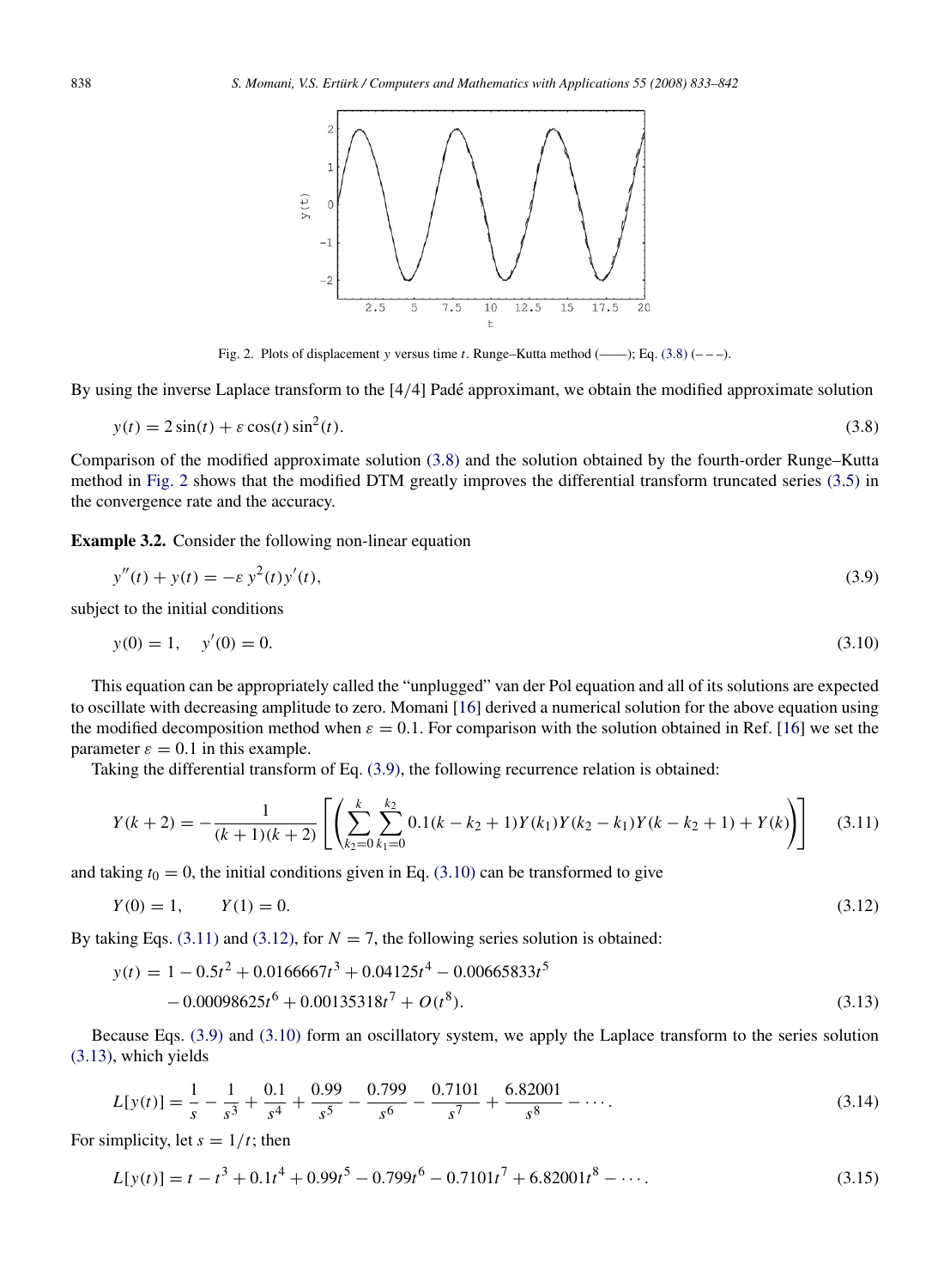Fig. 2. Plots of displacement $y$ versus time $t$. Runge–Kutta method (——); Eq. (3.8) (– – –).

By using the inverse Laplace transform to the [4/4] Padé approximant, we obtain the modified approximate solution

$$y(t) = 2\sin(t) + \varepsilon \cos(t)\sin^2(t). \tag{3.8}$$

Comparison of the modified approximate solution (3.8) and the solution obtained by the fourth-order Runge–Kutta method in Fig. 2 shows that the modified DTM greatly improves the differential transform truncated series (3.5) in the convergence rate and the accuracy.

**Example 3.2.** Consider the following non-linear equation

$$y''(t) + y(t) = -\varepsilon\, y^2(t) y'(t), \tag{3.9}$$

subject to the initial conditions

$$y(0) = 1, \quad y'(0) = 0. \tag{3.10}$$

This equation can be appropriately called the "unplugged" van der Pol equation and all of its solutions are expected to oscillate with decreasing amplitude to zero. Momani [16] derived a numerical solution for the above equation using the modified decomposition method when $\varepsilon = 0.1$. For comparison with the solution obtained in Ref. [16] we set the parameter $\varepsilon = 0.1$ in this example.

Taking the differential transform of Eq. (3.9), the following recurrence relation is obtained:

$$Y(k+2) = -\frac{1}{(k+1)(k+2)}\left[\left(\sum_{k_2=0}^{k}\sum_{k_1=0}^{k_2} 0.1(k-k_2+1)Y(k_1)Y(k_2-k_1)Y(k-k_2+1) + Y(k)\right)\right] \tag{3.11}$$

and taking $t_0 = 0$, the initial conditions given in Eq. (3.10) can be transformed to give

$$Y(0) = 1, \qquad Y(1) = 0. \tag{3.12}$$

By taking Eqs. (3.11) and (3.12), for $N = 7$, the following series solution is obtained:

$$\begin{aligned} y(t) = {} & 1 - 0.5t^2 + 0.0166667t^3 + 0.04125t^4 - 0.00665833t^5 \\ & - 0.00098625t^6 + 0.00135318t^7 + O(t^8). \end{aligned} \tag{3.13}$$

Because Eqs. (3.9) and (3.10) form an oscillatory system, we apply the Laplace transform to the series solution (3.13), which yields

$$L[y(t)] = \frac{1}{s} - \frac{1}{s^3} + \frac{0.1}{s^4} + \frac{0.99}{s^5} - \frac{0.799}{s^6} - \frac{0.7101}{s^7} + \frac{6.82001}{s^8} - \cdots. \tag{3.14}$$

For simplicity, let $s = 1/t$; then

$$L[y(t)] = t - t^3 + 0.1t^4 + 0.99t^5 - 0.799t^6 - 0.7101t^7 + 6.82001t^8 - \cdots. \tag{3.15}$$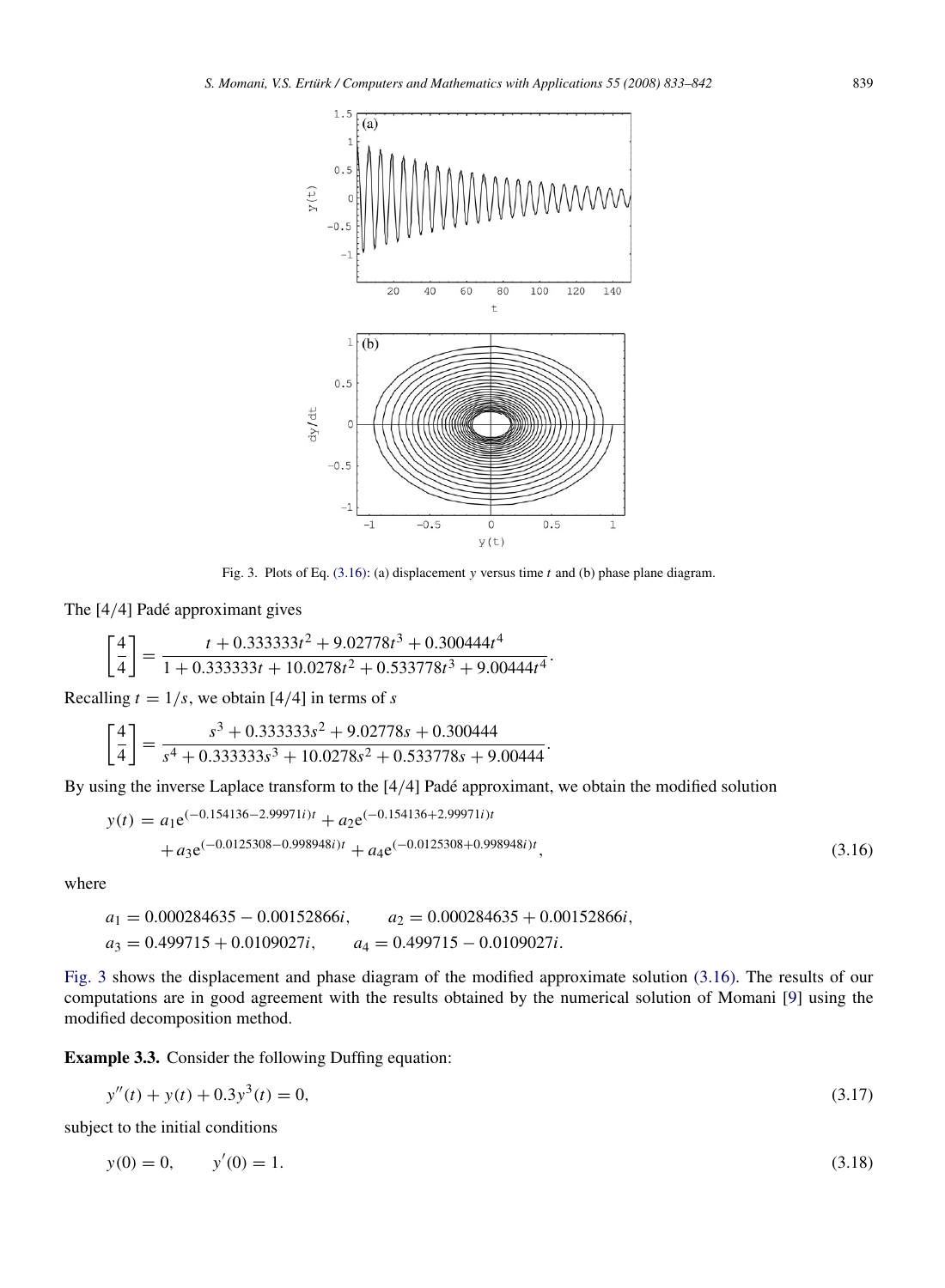Fig. 3. Plots of Eq. (3.16): (a) displacement $y$ versus time $t$ and (b) phase plane diagram.

The [4/4] Padé approximant gives

$$\left[\frac{4}{4}\right] = \frac{t + 0.333333t^2 + 9.02778t^3 + 0.300444t^4}{1 + 0.333333t + 10.0278t^2 + 0.533778t^3 + 9.00444t^4}.$$

Recalling $t = 1/s$, we obtain [4/4] in terms of $s$

$$\left[\frac{4}{4}\right] = \frac{s^3 + 0.333333s^2 + 9.02778s + 0.300444}{s^4 + 0.333333s^3 + 10.0278s^2 + 0.533778s + 9.00444}.$$

By using the inverse Laplace transform to the [4/4] Padé approximant, we obtain the modified solution

$$\begin{aligned} y(t) &= a_1 e^{(-0.154136-2.99971i)t} + a_2 e^{(-0.154136+2.99971i)t} \\ &\quad + a_3 e^{(-0.0125308-0.998948i)t} + a_4 e^{(-0.0125308+0.998948i)t}, \end{aligned} \tag{3.16}$$

where

$$a_1 = 0.000284635 - 0.00152866i, \qquad a_2 = 0.000284635 + 0.00152866i,$$
$$a_3 = 0.499715 + 0.0109027i, \qquad a_4 = 0.499715 - 0.0109027i.$$

Fig. 3 shows the displacement and phase diagram of the modified approximate solution (3.16). The results of our computations are in good agreement with the results obtained by the numerical solution of Momani [9] using the modified decomposition method.

**Example 3.3.** Consider the following Duffing equation:

$$y''(t) + y(t) + 0.3y^3(t) = 0, \tag{3.17}$$

subject to the initial conditions

$$y(0) = 0, \qquad y'(0) = 1. \tag{3.18}$$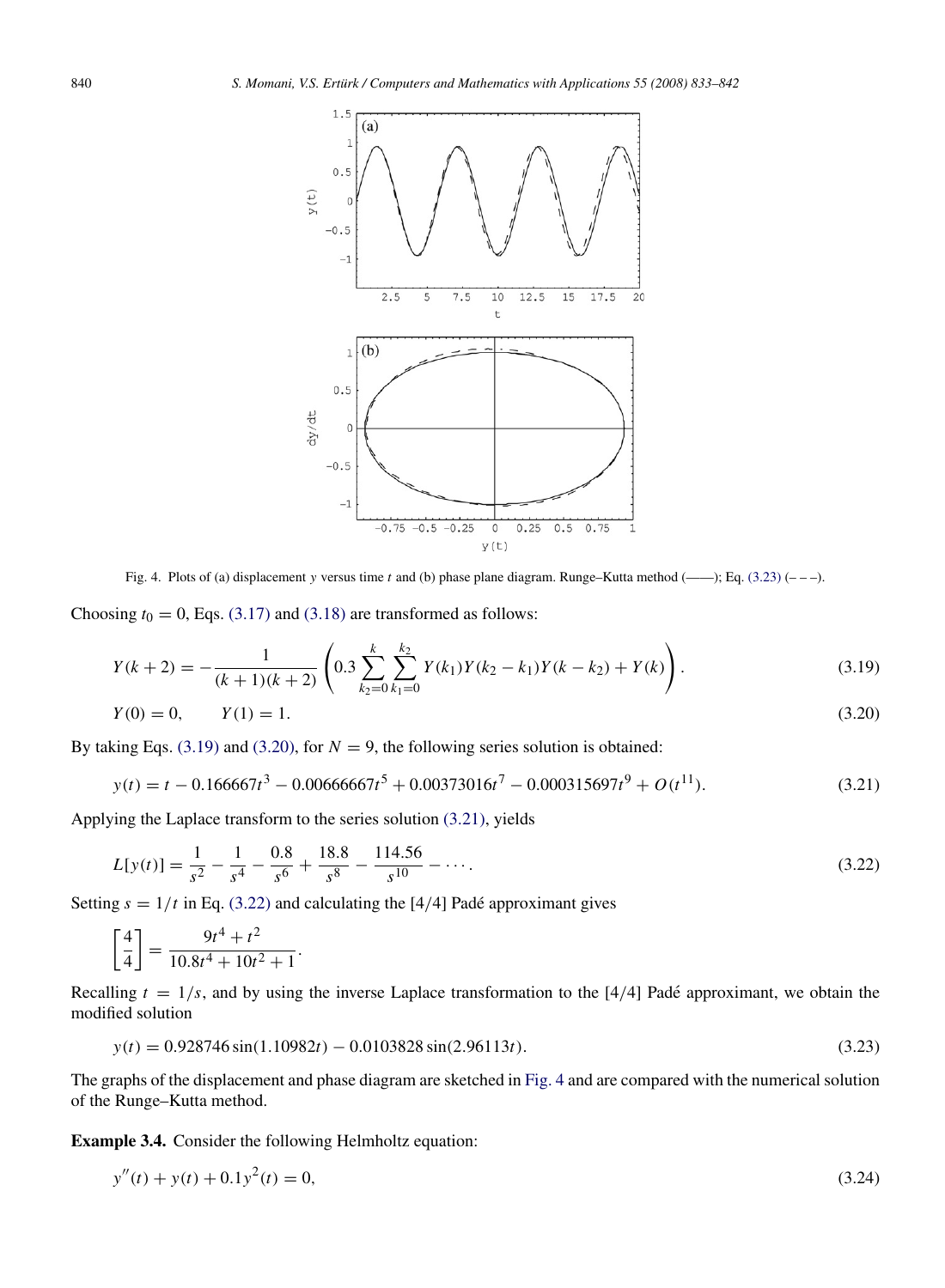Fig. 4. Plots of (a) displacement $y$ versus time $t$ and (b) phase plane diagram. Runge–Kutta method (——); Eq. (3.23) (– – –).

Choosing $t_0 = 0$, Eqs. (3.17) and (3.18) are transformed as follows:

$$Y(k+2) = -\frac{1}{(k+1)(k+2)}\left(0.3\sum_{k_2=0}^{k}\sum_{k_1=0}^{k_2} Y(k_1)Y(k_2-k_1)Y(k-k_2) + Y(k)\right). \tag{3.19}$$

$$Y(0) = 0, \qquad Y(1) = 1. \tag{3.20}$$

By taking Eqs. (3.19) and (3.20), for $N = 9$, the following series solution is obtained:

$$y(t) = t - 0.166667t^3 - 0.00666667t^5 + 0.00373016t^7 - 0.000315697t^9 + O(t^{11}). \tag{3.21}$$

Applying the Laplace transform to the series solution (3.21), yields

$$L[y(t)] = \frac{1}{s^2} - \frac{1}{s^4} - \frac{0.8}{s^6} + \frac{18.8}{s^8} - \frac{114.56}{s^{10}} - \cdots. \tag{3.22}$$

Setting $s = 1/t$ in Eq. (3.22) and calculating the [4/4] Padé approximant gives

$$\left[\frac{4}{4}\right] = \frac{9t^4 + t^2}{10.8t^4 + 10t^2 + 1}.$$

Recalling $t = 1/s$, and by using the inverse Laplace transformation to the [4/4] Padé approximant, we obtain the modified solution

$$y(t) = 0.928746\sin(1.10982t) - 0.0103828\sin(2.96113t). \tag{3.23}$$

The graphs of the displacement and phase diagram are sketched in Fig. 4 and are compared with the numerical solution of the Runge–Kutta method.

**Example 3.4.** Consider the following Helmholtz equation:

$$y''(t) + y(t) + 0.1y^2(t) = 0, \tag{3.24}$$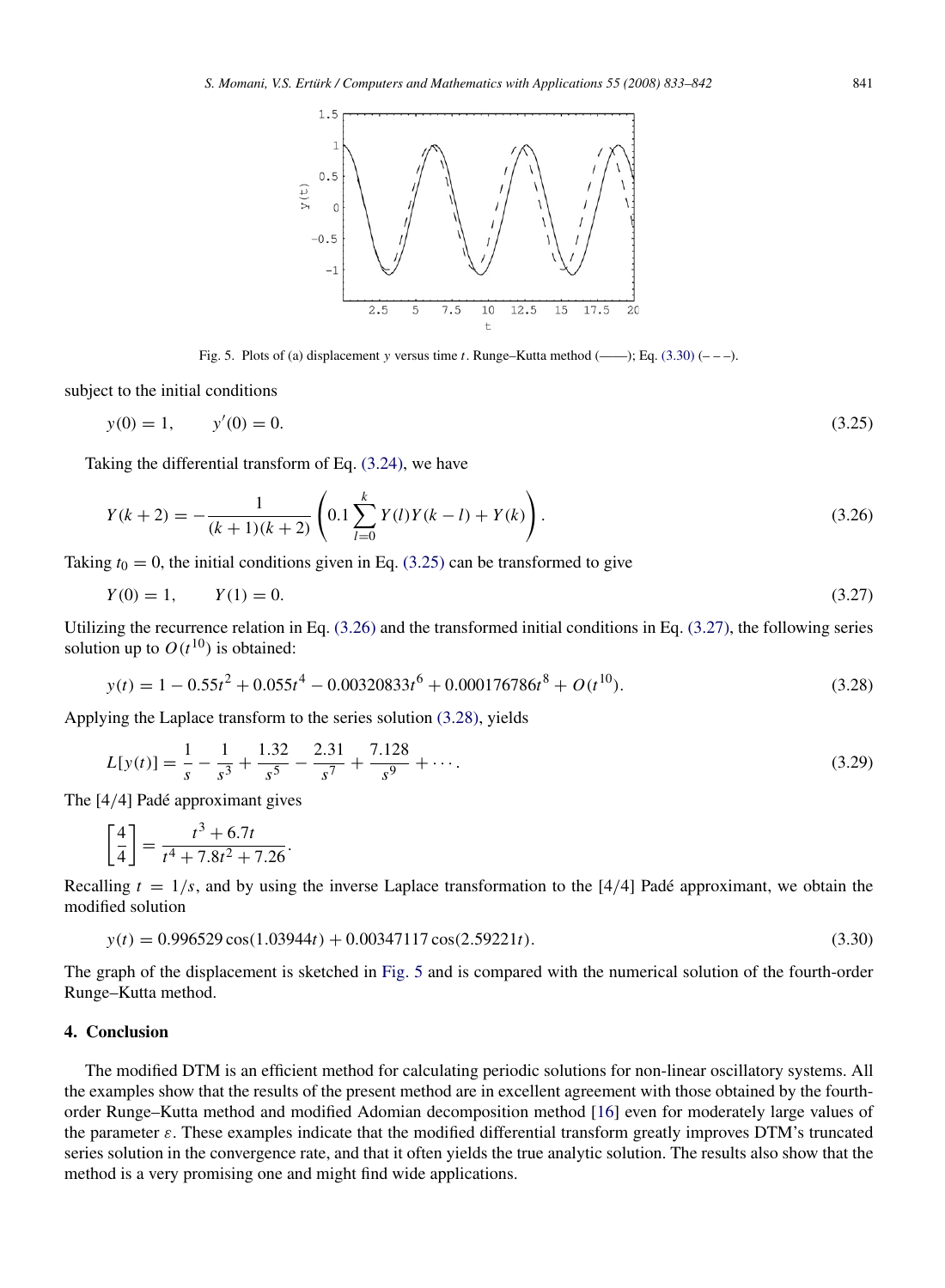Fig. 5. Plots of (a) displacement $y$ versus time $t$. Runge–Kutta method (——); Eq. (3.30) (– – –).

subject to the initial conditions

$$y(0) = 1, \qquad y'(0) = 0. \tag{3.25}$$

Taking the differential transform of Eq. (3.24), we have

$$Y(k+2) = -\frac{1}{(k+1)(k+2)}\left(0.1\sum_{l=0}^{k} Y(l)Y(k-l) + Y(k)\right). \tag{3.26}$$

Taking $t_0 = 0$, the initial conditions given in Eq. (3.25) can be transformed to give

$$Y(0) = 1, \qquad Y(1) = 0. \tag{3.27}$$

Utilizing the recurrence relation in Eq. (3.26) and the transformed initial conditions in Eq. (3.27), the following series solution up to $O(t^{10})$ is obtained:

$$y(t) = 1 - 0.55t^2 + 0.055t^4 - 0.00320833t^6 + 0.000176786t^8 + O(t^{10}). \tag{3.28}$$

Applying the Laplace transform to the series solution (3.28), yields

$$L[y(t)] = \frac{1}{s} - \frac{1}{s^3} + \frac{1.32}{s^5} - \frac{2.31}{s^7} + \frac{7.128}{s^9} + \cdots. \tag{3.29}$$

The [4/4] Padé approximant gives

$$\left[\frac{4}{4}\right] = \frac{t^3 + 6.7t}{t^4 + 7.8t^2 + 7.26}.$$

Recalling $t = 1/s$, and by using the inverse Laplace transformation to the [4/4] Padé approximant, we obtain the modified solution

$$y(t) = 0.996529\cos(1.03944t) + 0.00347117\cos(2.59221t). \tag{3.30}$$

The graph of the displacement is sketched in Fig. 5 and is compared with the numerical solution of the fourth-order Runge–Kutta method.

## 4. Conclusion

The modified DTM is an efficient method for calculating periodic solutions for non-linear oscillatory systems. All the examples show that the results of the present method are in excellent agreement with those obtained by the fourth-order Runge–Kutta method and modified Adomian decomposition method [16] even for moderately large values of the parameter $\varepsilon$. These examples indicate that the modified differential transform greatly improves DTM's truncated series solution in the convergence rate, and that it often yields the true analytic solution. The results also show that the method is a very promising one and might find wide applications.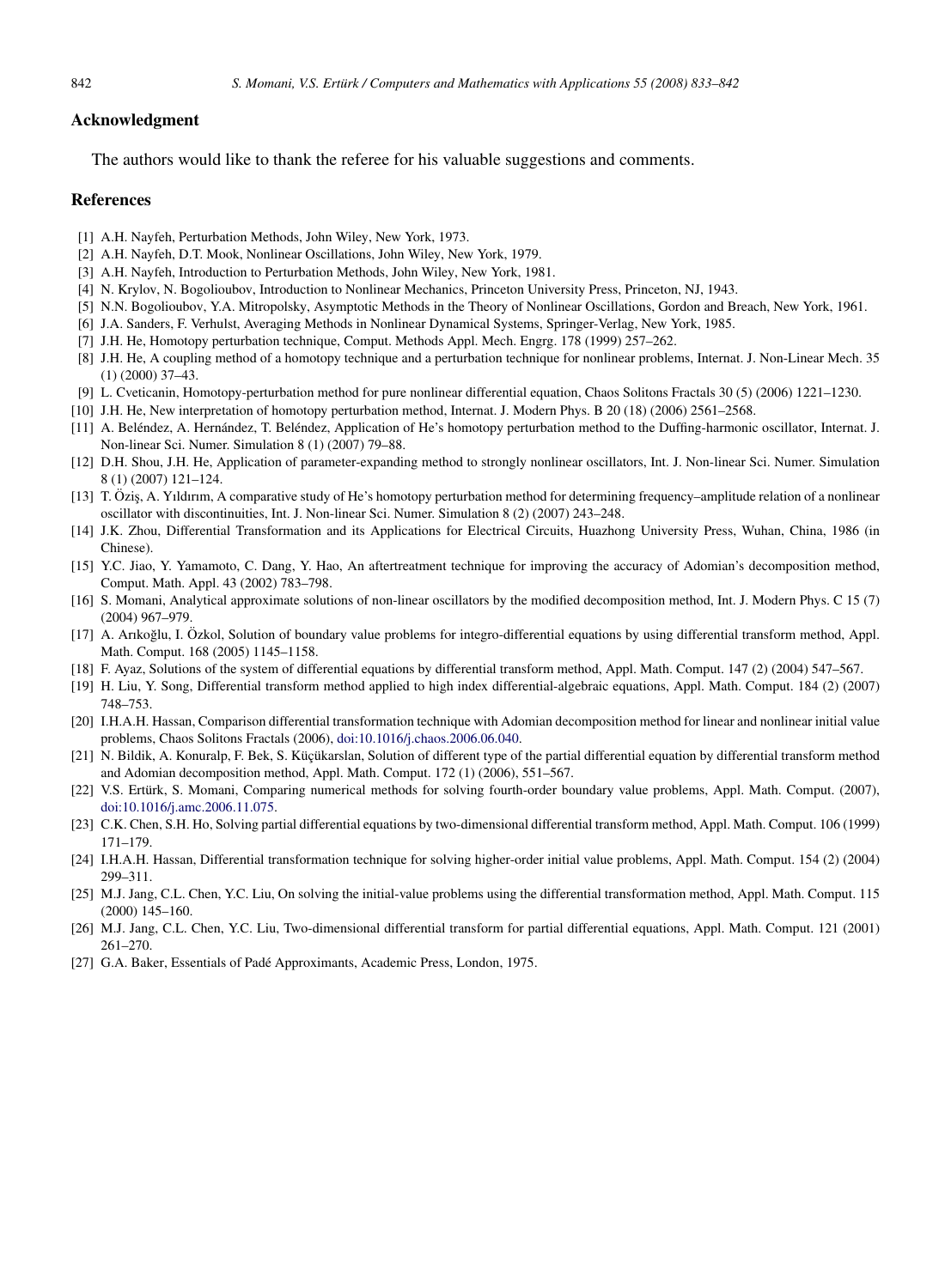## Acknowledgment

The authors would like to thank the referee for his valuable suggestions and comments.

## References

[1] A.H. Nayfeh, Perturbation Methods, John Wiley, New York, 1973.

[2] A.H. Nayfeh, D.T. Mook, Nonlinear Oscillations, John Wiley, New York, 1979.

[3] A.H. Nayfeh, Introduction to Perturbation Methods, John Wiley, New York, 1981.

[4] N. Krylov, N. Bogolioubov, Introduction to Nonlinear Mechanics, Princeton University Press, Princeton, NJ, 1943.

[5] N.N. Bogolioubov, Y.A. Mitropolsky, Asymptotic Methods in the Theory of Nonlinear Oscillations, Gordon and Breach, New York, 1961.

[6] J.A. Sanders, F. Verhulst, Averaging Methods in Nonlinear Dynamical Systems, Springer-Verlag, New York, 1985.

[7] J.H. He, Homotopy perturbation technique, Comput. Methods Appl. Mech. Engrg. 178 (1999) 257–262.

[8] J.H. He, A coupling method of a homotopy technique and a perturbation technique for nonlinear problems, Internat. J. Non-Linear Mech. 35 (1) (2000) 37–43.

[9] L. Cveticanin, Homotopy-perturbation method for pure nonlinear differential equation, Chaos Solitons Fractals 30 (5) (2006) 1221–1230.

[10] J.H. He, New interpretation of homotopy perturbation method, Internat. J. Modern Phys. B 20 (18) (2006) 2561–2568.

[11] A. Beléndez, A. Hernández, T. Beléndez, Application of He's homotopy perturbation method to the Duffing-harmonic oscillator, Internat. J. Non-linear Sci. Numer. Simulation 8 (1) (2007) 79–88.

[12] D.H. Shou, J.H. He, Application of parameter-expanding method to strongly nonlinear oscillators, Int. J. Non-linear Sci. Numer. Simulation 8 (1) (2007) 121–124.

[13] T. Öziş, A. Yıldırım, A comparative study of He's homotopy perturbation method for determining frequency–amplitude relation of a nonlinear oscillator with discontinuities, Int. J. Non-linear Sci. Numer. Simulation 8 (2) (2007) 243–248.

[14] J.K. Zhou, Differential Transformation and its Applications for Electrical Circuits, Huazhong University Press, Wuhan, China, 1986 (in Chinese).

[15] Y.C. Jiao, Y. Yamamoto, C. Dang, Y. Hao, An aftertreatment technique for improving the accuracy of Adomian's decomposition method, Comput. Math. Appl. 43 (2002) 783–798.

[16] S. Momani, Analytical approximate solutions of non-linear oscillators by the modified decomposition method, Int. J. Modern Phys. C 15 (7) (2004) 967–979.

[17] A. Arıkoğlu, I. Özkol, Solution of boundary value problems for integro-differential equations by using differential transform method, Appl. Math. Comput. 168 (2005) 1145–1158.

[18] F. Ayaz, Solutions of the system of differential equations by differential transform method, Appl. Math. Comput. 147 (2) (2004) 547–567.

[19] H. Liu, Y. Song, Differential transform method applied to high index differential-algebraic equations, Appl. Math. Comput. 184 (2) (2007) 748–753.

[20] I.H.A.H. Hassan, Comparison differential transformation technique with Adomian decomposition method for linear and nonlinear initial value problems, Chaos Solitons Fractals (2006), doi:10.1016/j.chaos.2006.06.040.

[21] N. Bildik, A. Konuralp, F. Bek, S. Küçükarslan, Solution of different type of the partial differential equation by differential transform method and Adomian decomposition method, Appl. Math. Comput. 172 (1) (2006), 551–567.

[22] V.S. Ertürk, S. Momani, Comparing numerical methods for solving fourth-order boundary value problems, Appl. Math. Comput. (2007), doi:10.1016/j.amc.2006.11.075.

[23] C.K. Chen, S.H. Ho, Solving partial differential equations by two-dimensional differential transform method, Appl. Math. Comput. 106 (1999) 171–179.

[24] I.H.A.H. Hassan, Differential transformation technique for solving higher-order initial value problems, Appl. Math. Comput. 154 (2) (2004) 299–311.

[25] M.J. Jang, C.L. Chen, Y.C. Liu, On solving the initial-value problems using the differential transformation method, Appl. Math. Comput. 115 (2000) 145–160.

[26] M.J. Jang, C.L. Chen, Y.C. Liu, Two-dimensional differential transform for partial differential equations, Appl. Math. Comput. 121 (2001) 261–270.

[27] G.A. Baker, Essentials of Padé Approximants, Academic Press, London, 1975.